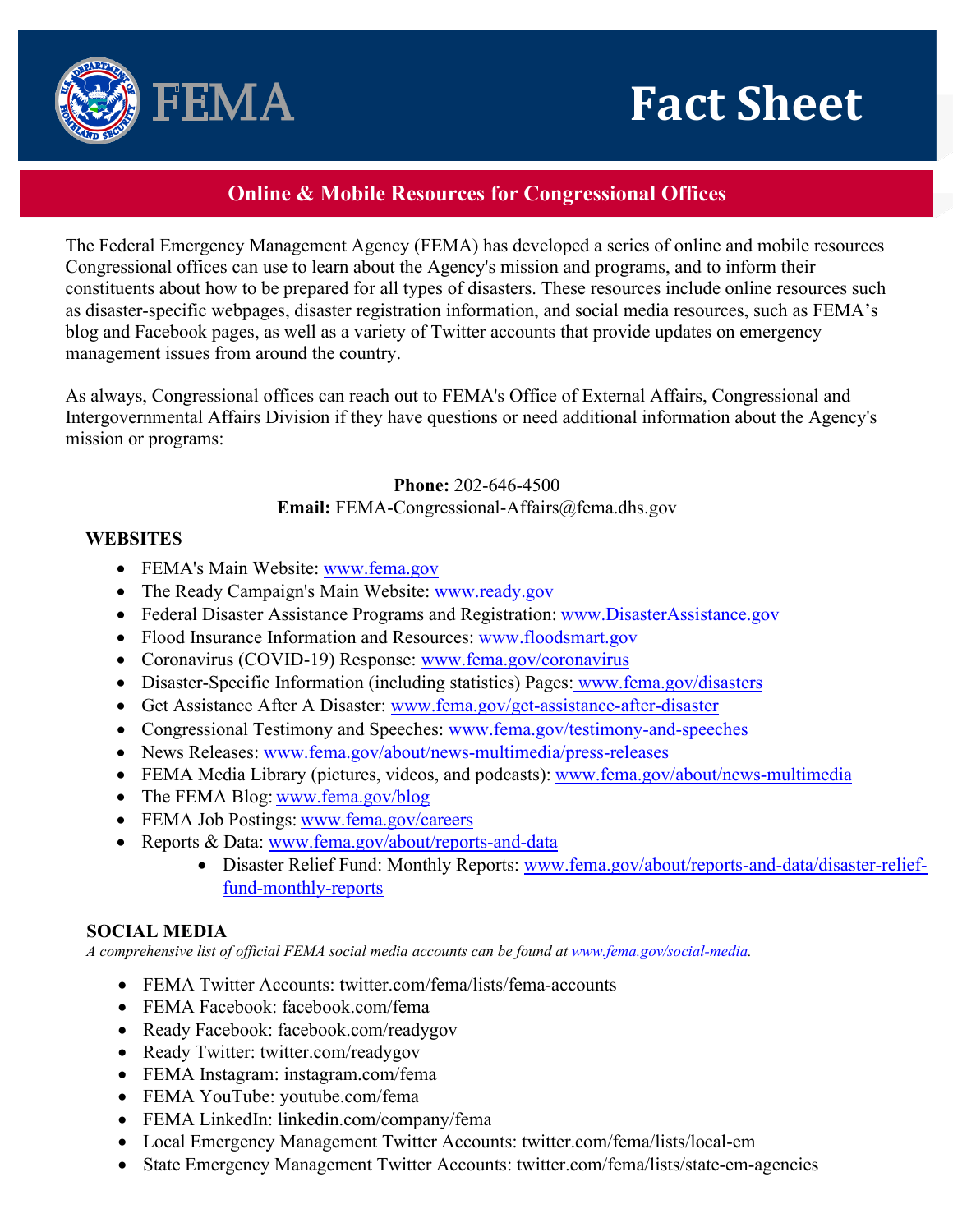# FEMA Fact Sheet

## Online & Mobile Resources for Congressional Offices

The Federal Emergency Management Agency (FEMA) has developed a series of online and mobile resources Congressional offices can use to learn about the Agency's mission and programs, and to inform their constituents about how to be prepared for all types of disasters. These resources include online resources such as disaster-specific webpages, disaster registration information, and social media resources, such as FEMA's blog and Facebook pages, as well as a variety of Twitter accounts that provide updates on emergency management issues from around the country.

As always, Congressional offices can reach out to FEMA's Office of External Affairs, Congressional and Intergovernmental Affairs Division if they have questions or need additional information about the Agency's mission or programs:

**Phone:** 202-646-4500
**Email:** FEMA-Congressional-Affairs@fema.dhs.gov

### WEBSITES

- FEMA's Main Website: www.fema.gov
- The Ready Campaign's Main Website: www.ready.gov
- Federal Disaster Assistance Programs and Registration: www.DisasterAssistance.gov
- Flood Insurance Information and Resources: www.floodsmart.gov
- Coronavirus (COVID-19) Response: www.fema.gov/coronavirus
- Disaster-Specific Information (including statistics) Pages: www.fema.gov/disasters
- Get Assistance After A Disaster: www.fema.gov/get-assistance-after-disaster
- Congressional Testimony and Speeches: www.fema.gov/testimony-and-speeches
- News Releases: www.fema.gov/about/news-multimedia/press-releases
- FEMA Media Library (pictures, videos, and podcasts): www.fema.gov/about/news-multimedia
- The FEMA Blog: www.fema.gov/blog
- FEMA Job Postings: www.fema.gov/careers
- Reports & Data: www.fema.gov/about/reports-and-data
  - Disaster Relief Fund: Monthly Reports: www.fema.gov/about/reports-and-data/disaster-relief-fund-monthly-reports

### SOCIAL MEDIA

*A comprehensive list of official FEMA social media accounts can be found at www.fema.gov/social-media.*

- FEMA Twitter Accounts: twitter.com/fema/lists/fema-accounts
- FEMA Facebook: facebook.com/fema
- Ready Facebook: facebook.com/readygov
- Ready Twitter: twitter.com/readygov
- FEMA Instagram: instagram.com/fema
- FEMA YouTube: youtube.com/fema
- FEMA LinkedIn: linkedin.com/company/fema
- Local Emergency Management Twitter Accounts: twitter.com/fema/lists/local-em
- State Emergency Management Twitter Accounts: twitter.com/fema/lists/state-em-agencies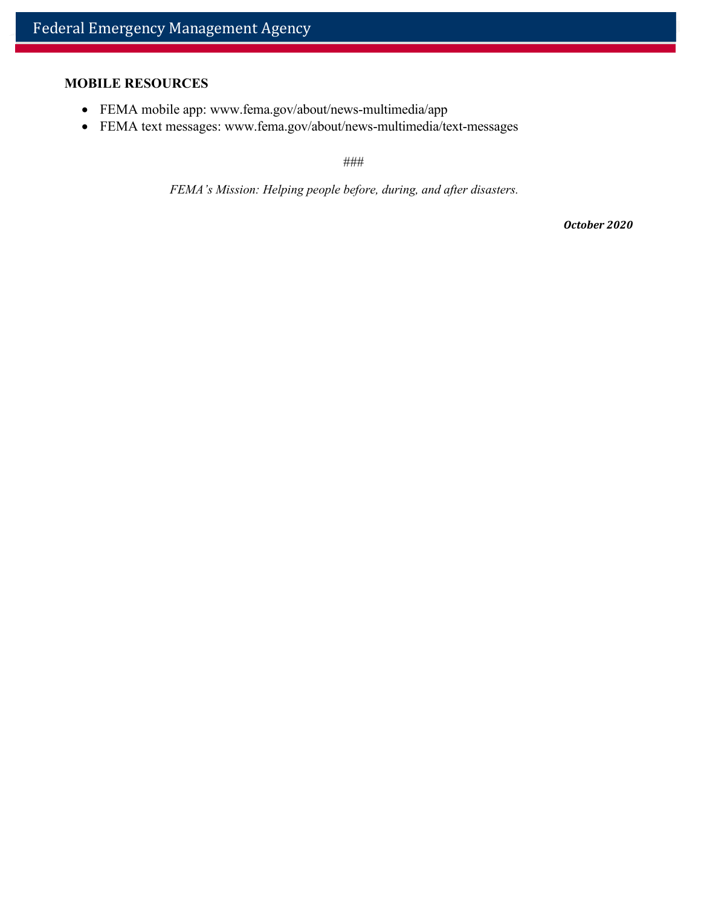**MOBILE RESOURCES**

- FEMA mobile app: www.fema.gov/about/news-multimedia/app
- FEMA text messages: www.fema.gov/about/news-multimedia/text-messages

###

*FEMA's Mission: Helping people before, during, and after disasters.*

***October 2020***